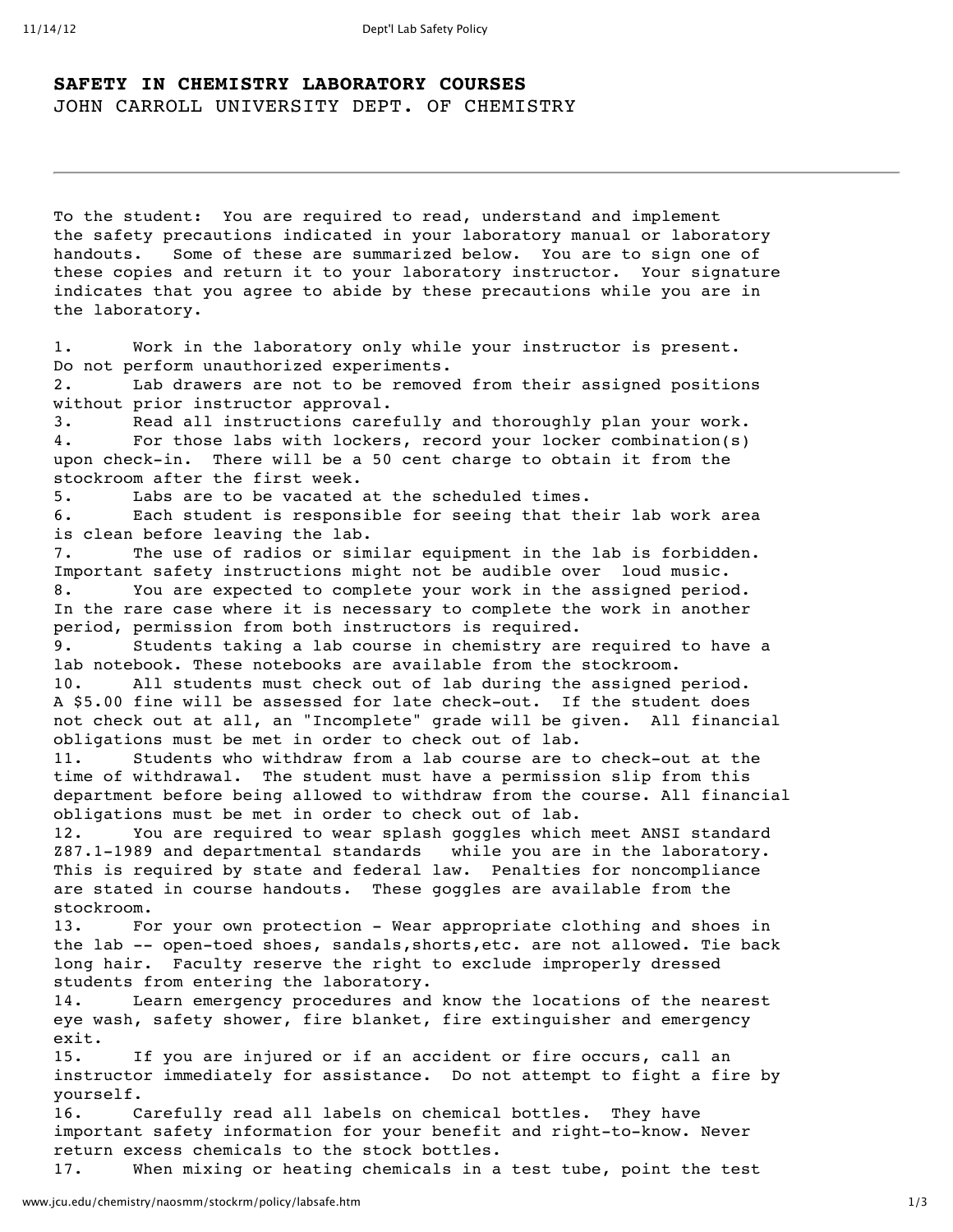# SAFETY IN CHEMISTRY LABORATORY COURSES

JOHN CARROLL UNIVERSITY DEPT. OF CHEMISTRY

---

To the student: You are required to read, understand and implement the safety precautions indicated in your laboratory manual or laboratory handouts. Some of these are summarized below. You are to sign one of these copies and return it to your laboratory instructor. Your signature indicates that you agree to abide by these precautions while you are in the laboratory.

1. Work in the laboratory only while your instructor is present. Do not perform unauthorized experiments.
2. Lab drawers are not to be removed from their assigned positions without prior instructor approval.
3. Read all instructions carefully and thoroughly plan your work.
4. For those labs with lockers, record your locker combination(s) upon check-in. There will be a 50 cent charge to obtain it from the stockroom after the first week.
5. Labs are to be vacated at the scheduled times.
6. Each student is responsible for seeing that their lab work area is clean before leaving the lab.
7. The use of radios or similar equipment in the lab is forbidden. Important safety instructions might not be audible over loud music.
8. You are expected to complete your work in the assigned period. In the rare case where it is necessary to complete the work in another period, permission from both instructors is required.
9. Students taking a lab course in chemistry are required to have a lab notebook. These notebooks are available from the stockroom.
10. All students must check out of lab during the assigned period. A $5.00 fine will be assessed for late check-out. If the student does not check out at all, an "Incomplete" grade will be given. All financial obligations must be met in order to check out of lab.
11. Students who withdraw from a lab course are to check-out at the time of withdrawal. The student must have a permission slip from this department before being allowed to withdraw from the course. All financial obligations must be met in order to check out of lab.
12. You are required to wear splash goggles which meet ANSI standard Z87.1-1989 and departmental standards while you are in the laboratory. This is required by state and federal law. Penalties for noncompliance are stated in course handouts. These goggles are available from the stockroom.
13. For your own protection - Wear appropriate clothing and shoes in the lab -- open-toed shoes, sandals,shorts,etc. are not allowed. Tie back long hair. Faculty reserve the right to exclude improperly dressed students from entering the laboratory.
14. Learn emergency procedures and know the locations of the nearest eye wash, safety shower, fire blanket, fire extinguisher and emergency exit.
15. If you are injured or if an accident or fire occurs, call an instructor immediately for assistance. Do not attempt to fight a fire by yourself.
16. Carefully read all labels on chemical bottles. They have important safety information for your benefit and right-to-know. Never return excess chemicals to the stock bottles.
17. When mixing or heating chemicals in a test tube, point the test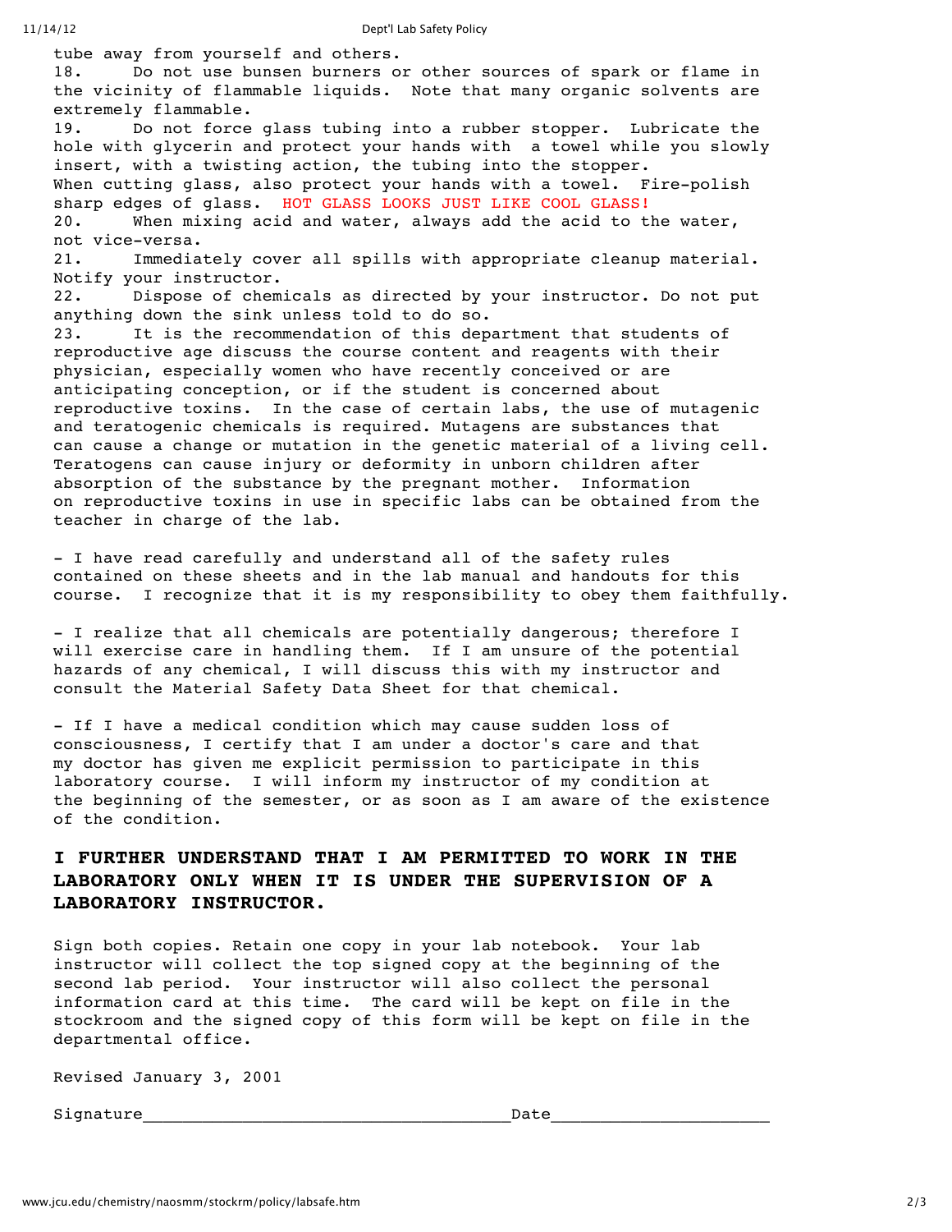tube away from yourself and others.

18. Do not use bunsen burners or other sources of spark or flame in the vicinity of flammable liquids. Note that many organic solvents are extremely flammable.

19. Do not force glass tubing into a rubber stopper. Lubricate the hole with glycerin and protect your hands with a towel while you slowly insert, with a twisting action, the tubing into the stopper. When cutting glass, also protect your hands with a towel. Fire-polish sharp edges of glass. HOT GLASS LOOKS JUST LIKE COOL GLASS!

20. When mixing acid and water, always add the acid to the water, not vice-versa.

21. Immediately cover all spills with appropriate cleanup material. Notify your instructor.

22. Dispose of chemicals as directed by your instructor. Do not put anything down the sink unless told to do so.

23. It is the recommendation of this department that students of reproductive age discuss the course content and reagents with their physician, especially women who have recently conceived or are anticipating conception, or if the student is concerned about reproductive toxins. In the case of certain labs, the use of mutagenic and teratogenic chemicals is required. Mutagens are substances that can cause a change or mutation in the genetic material of a living cell. Teratogens can cause injury or deformity in unborn children after absorption of the substance by the pregnant mother. Information on reproductive toxins in use in specific labs can be obtained from the teacher in charge of the lab.

- I have read carefully and understand all of the safety rules contained on these sheets and in the lab manual and handouts for this course. I recognize that it is my responsibility to obey them faithfully.

- I realize that all chemicals are potentially dangerous; therefore I will exercise care in handling them. If I am unsure of the potential hazards of any chemical, I will discuss this with my instructor and consult the Material Safety Data Sheet for that chemical.

- If I have a medical condition which may cause sudden loss of consciousness, I certify that I am under a doctor's care and that my doctor has given me explicit permission to participate in this laboratory course. I will inform my instructor of my condition at the beginning of the semester, or as soon as I am aware of the existence of the condition.

**I FURTHER UNDERSTAND THAT I AM PERMITTED TO WORK IN THE LABORATORY ONLY WHEN IT IS UNDER THE SUPERVISION OF A LABORATORY INSTRUCTOR.**

Sign both copies. Retain one copy in your lab notebook. Your lab instructor will collect the top signed copy at the beginning of the second lab period. Your instructor will also collect the personal information card at this time. The card will be kept on file in the stockroom and the signed copy of this form will be kept on file in the departmental office.

Revised January 3, 2001

Signature_____________________________________Date______________________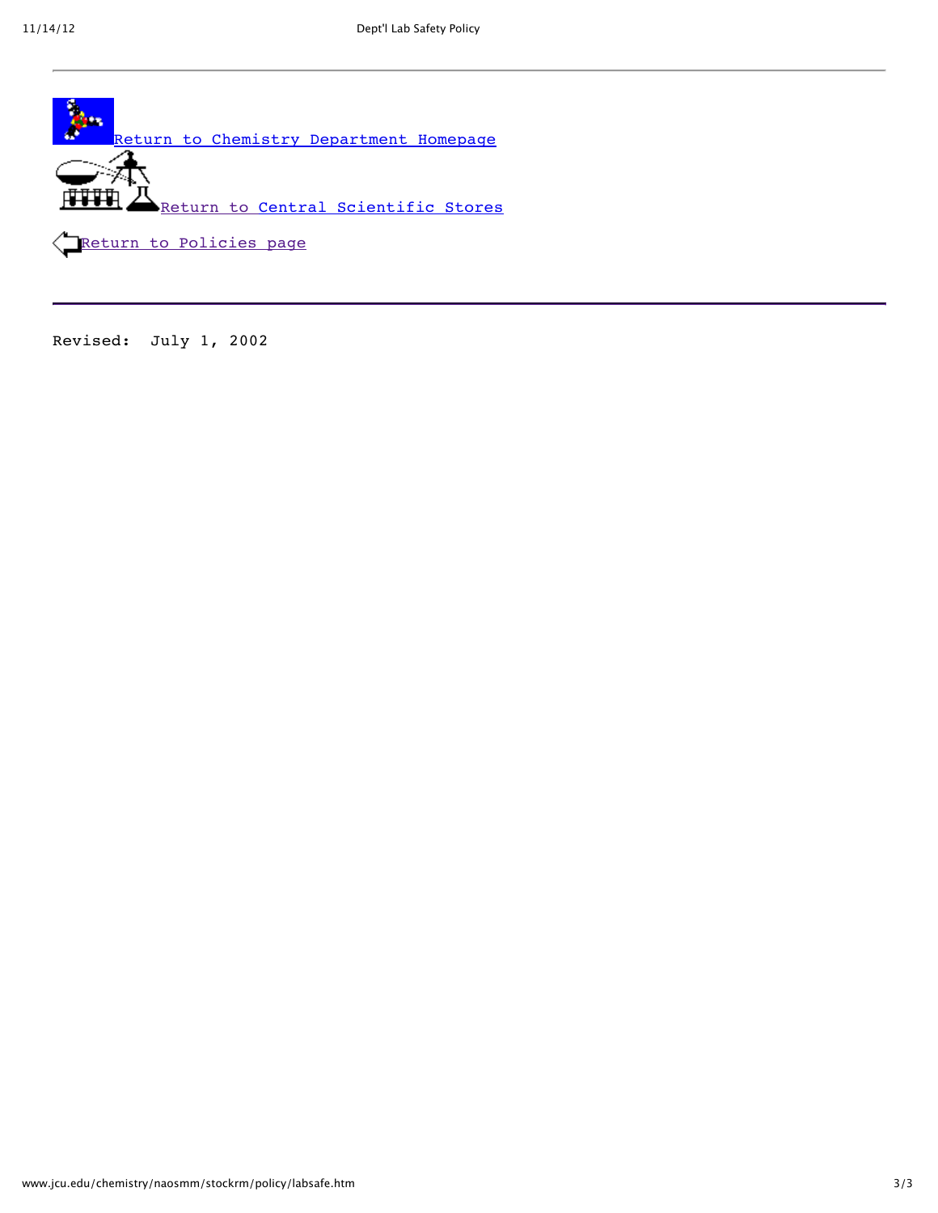---

[Return to Chemistry Department Homepage]

[Return to Central Scientific Stores]

[Return to Policies page]

---

Revised: July 1, 2002